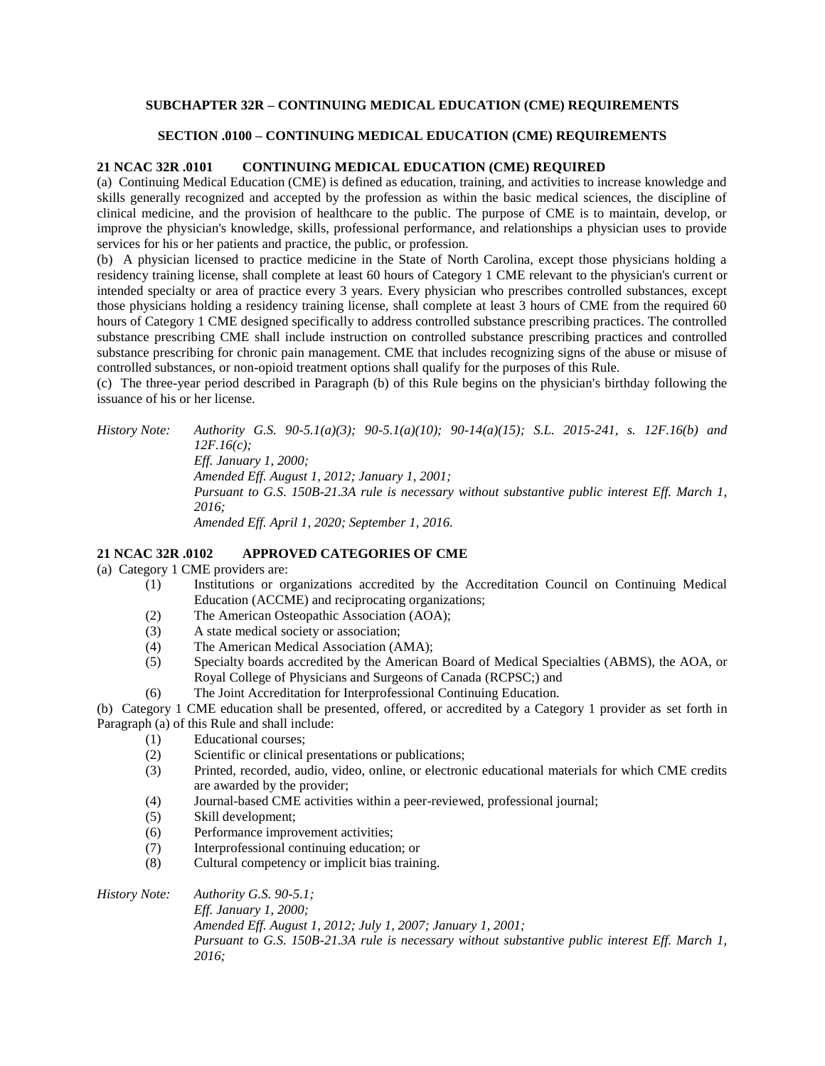## SUBCHAPTER 32R – CONTINUING MEDICAL EDUCATION (CME) REQUIREMENTS

### SECTION .0100 – CONTINUING MEDICAL EDUCATION (CME) REQUIREMENTS

**21 NCAC 32R .0101 CONTINUING MEDICAL EDUCATION (CME) REQUIRED**

(a) Continuing Medical Education (CME) is defined as education, training, and activities to increase knowledge and skills generally recognized and accepted by the profession as within the basic medical sciences, the discipline of clinical medicine, and the provision of healthcare to the public. The purpose of CME is to maintain, develop, or improve the physician's knowledge, skills, professional performance, and relationships a physician uses to provide services for his or her patients and practice, the public, or profession.

(b) A physician licensed to practice medicine in the State of North Carolina, except those physicians holding a residency training license, shall complete at least 60 hours of Category 1 CME relevant to the physician's current or intended specialty or area of practice every 3 years. Every physician who prescribes controlled substances, except those physicians holding a residency training license, shall complete at least 3 hours of CME from the required 60 hours of Category 1 CME designed specifically to address controlled substance prescribing practices. The controlled substance prescribing CME shall include instruction on controlled substance prescribing practices and controlled substance prescribing for chronic pain management. CME that includes recognizing signs of the abuse or misuse of controlled substances, or non-opioid treatment options shall qualify for the purposes of this Rule.

(c) The three-year period described in Paragraph (b) of this Rule begins on the physician's birthday following the issuance of his or her license.

*History Note:* *Authority G.S. 90-5.1(a)(3); 90-5.1(a)(10); 90-14(a)(15); S.L. 2015-241, s. 12F.16(b) and 12F.16(c);*
*Eff. January 1, 2000;*
*Amended Eff. August 1, 2012; January 1, 2001;*
*Pursuant to G.S. 150B-21.3A rule is necessary without substantive public interest Eff. March 1, 2016;*
*Amended Eff. April 1, 2020; September 1, 2016.*

**21 NCAC 32R .0102 APPROVED CATEGORIES OF CME**

(a) Category 1 CME providers are:

(1) Institutions or organizations accredited by the Accreditation Council on Continuing Medical Education (ACCME) and reciprocating organizations;
(2) The American Osteopathic Association (AOA);
(3) A state medical society or association;
(4) The American Medical Association (AMA);
(5) Specialty boards accredited by the American Board of Medical Specialties (ABMS), the AOA, or Royal College of Physicians and Surgeons of Canada (RCPSC;) and
(6) The Joint Accreditation for Interprofessional Continuing Education.

(b) Category 1 CME education shall be presented, offered, or accredited by a Category 1 provider as set forth in Paragraph (a) of this Rule and shall include:

(1) Educational courses;
(2) Scientific or clinical presentations or publications;
(3) Printed, recorded, audio, video, online, or electronic educational materials for which CME credits are awarded by the provider;
(4) Journal-based CME activities within a peer-reviewed, professional journal;
(5) Skill development;
(6) Performance improvement activities;
(7) Interprofessional continuing education; or
(8) Cultural competency or implicit bias training.

*History Note:* *Authority G.S. 90-5.1;*
*Eff. January 1, 2000;*
*Amended Eff. August 1, 2012; July 1, 2007; January 1, 2001;*
*Pursuant to G.S. 150B-21.3A rule is necessary without substantive public interest Eff. March 1, 2016;*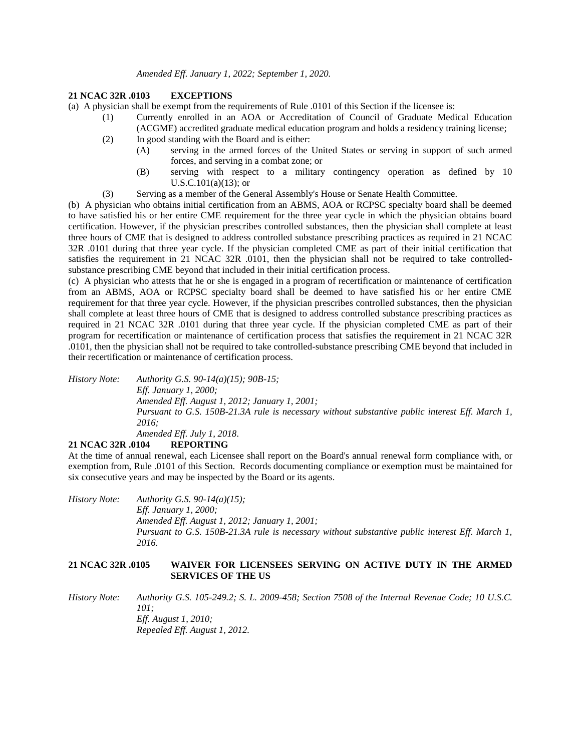*Amended Eff. January 1, 2022; September 1, 2020.*

**21 NCAC 32R .0103 EXCEPTIONS**

(a) A physician shall be exempt from the requirements of Rule .0101 of this Section if the licensee is:

- (1) Currently enrolled in an AOA or Accreditation of Council of Graduate Medical Education (ACGME) accredited graduate medical education program and holds a residency training license;
- (2) In good standing with the Board and is either:
  - (A) serving in the armed forces of the United States or serving in support of such armed forces, and serving in a combat zone; or
  - (B) serving with respect to a military contingency operation as defined by 10 U.S.C.101(a)(13); or
- (3) Serving as a member of the General Assembly's House or Senate Health Committee.

(b) A physician who obtains initial certification from an ABMS, AOA or RCPSC specialty board shall be deemed to have satisfied his or her entire CME requirement for the three year cycle in which the physician obtains board certification. However, if the physician prescribes controlled substances, then the physician shall complete at least three hours of CME that is designed to address controlled substance prescribing practices as required in 21 NCAC 32R .0101 during that three year cycle. If the physician completed CME as part of their initial certification that satisfies the requirement in 21 NCAC 32R .0101, then the physician shall not be required to take controlled-substance prescribing CME beyond that included in their initial certification process.

(c) A physician who attests that he or she is engaged in a program of recertification or maintenance of certification from an ABMS, AOA or RCPSC specialty board shall be deemed to have satisfied his or her entire CME requirement for that three year cycle. However, if the physician prescribes controlled substances, then the physician shall complete at least three hours of CME that is designed to address controlled substance prescribing practices as required in 21 NCAC 32R .0101 during that three year cycle. If the physician completed CME as part of their program for recertification or maintenance of certification process that satisfies the requirement in 21 NCAC 32R .0101, then the physician shall not be required to take controlled-substance prescribing CME beyond that included in their recertification or maintenance of certification process.

*History Note: Authority G.S. 90-14(a)(15); 90B-15;*
*Eff. January 1, 2000;*
*Amended Eff. August 1, 2012; January 1, 2001;*
*Pursuant to G.S. 150B-21.3A rule is necessary without substantive public interest Eff. March 1, 2016;*
*Amended Eff. July 1, 2018.*

**21 NCAC 32R .0104 REPORTING**

At the time of annual renewal, each Licensee shall report on the Board's annual renewal form compliance with, or exemption from, Rule .0101 of this Section. Records documenting compliance or exemption must be maintained for six consecutive years and may be inspected by the Board or its agents.

*History Note: Authority G.S. 90-14(a)(15);*
*Eff. January 1, 2000;*
*Amended Eff. August 1, 2012; January 1, 2001;*
*Pursuant to G.S. 150B-21.3A rule is necessary without substantive public interest Eff. March 1, 2016.*

**21 NCAC 32R .0105 WAIVER FOR LICENSEES SERVING ON ACTIVE DUTY IN THE ARMED SERVICES OF THE US**

*History Note: Authority G.S. 105-249.2; S. L. 2009-458; Section 7508 of the Internal Revenue Code; 10 U.S.C. 101;*
*Eff. August 1, 2010;*
*Repealed Eff. August 1, 2012.*